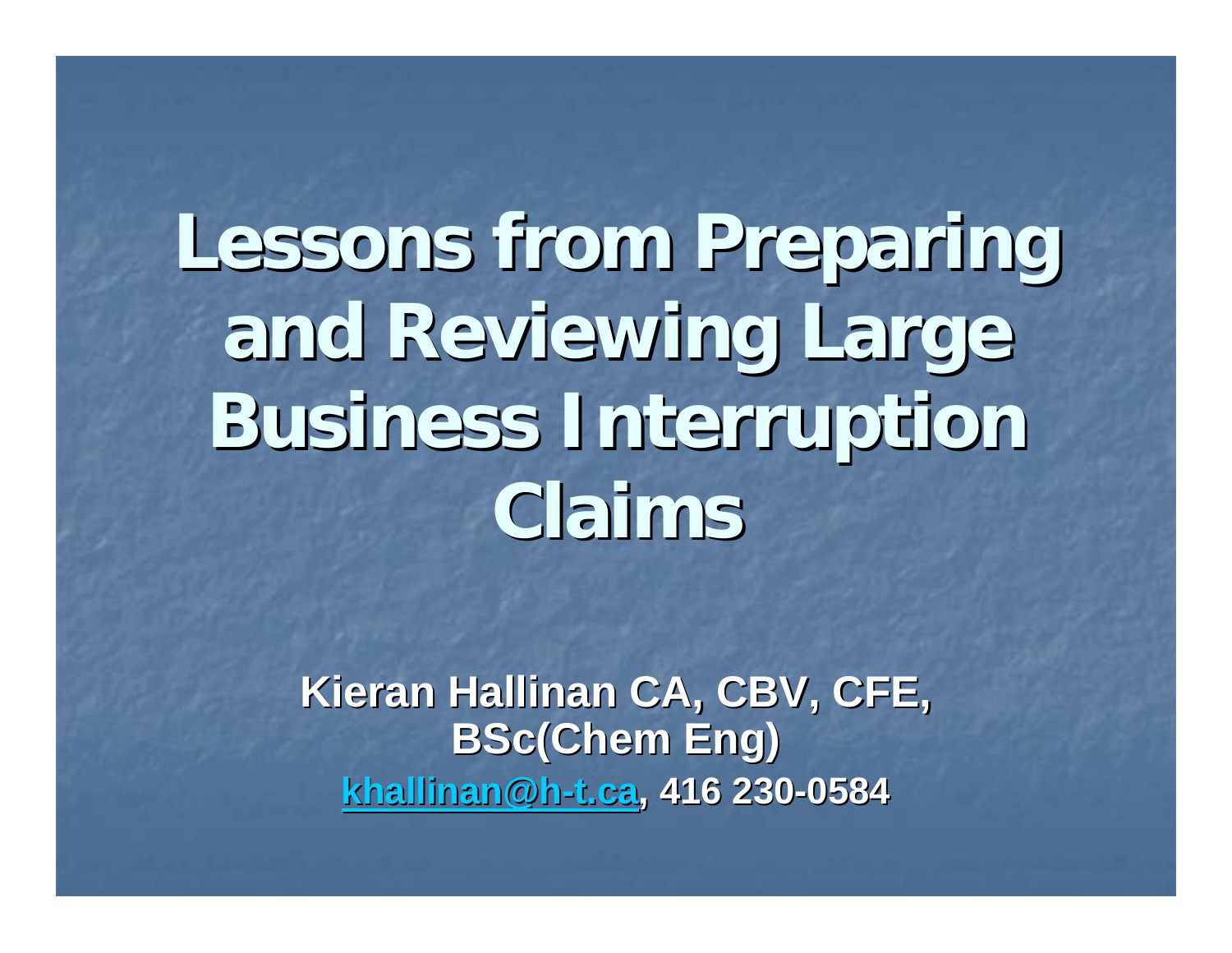# Lessons from Preparing and Reviewing Large Business Interruption Claims

**Kieran Hallinan CA, CBV, CFE, BSc(Chem Eng)**

**[khallinan@h-t.ca](mailto:khallinan@h-t.ca), 416 230-0584**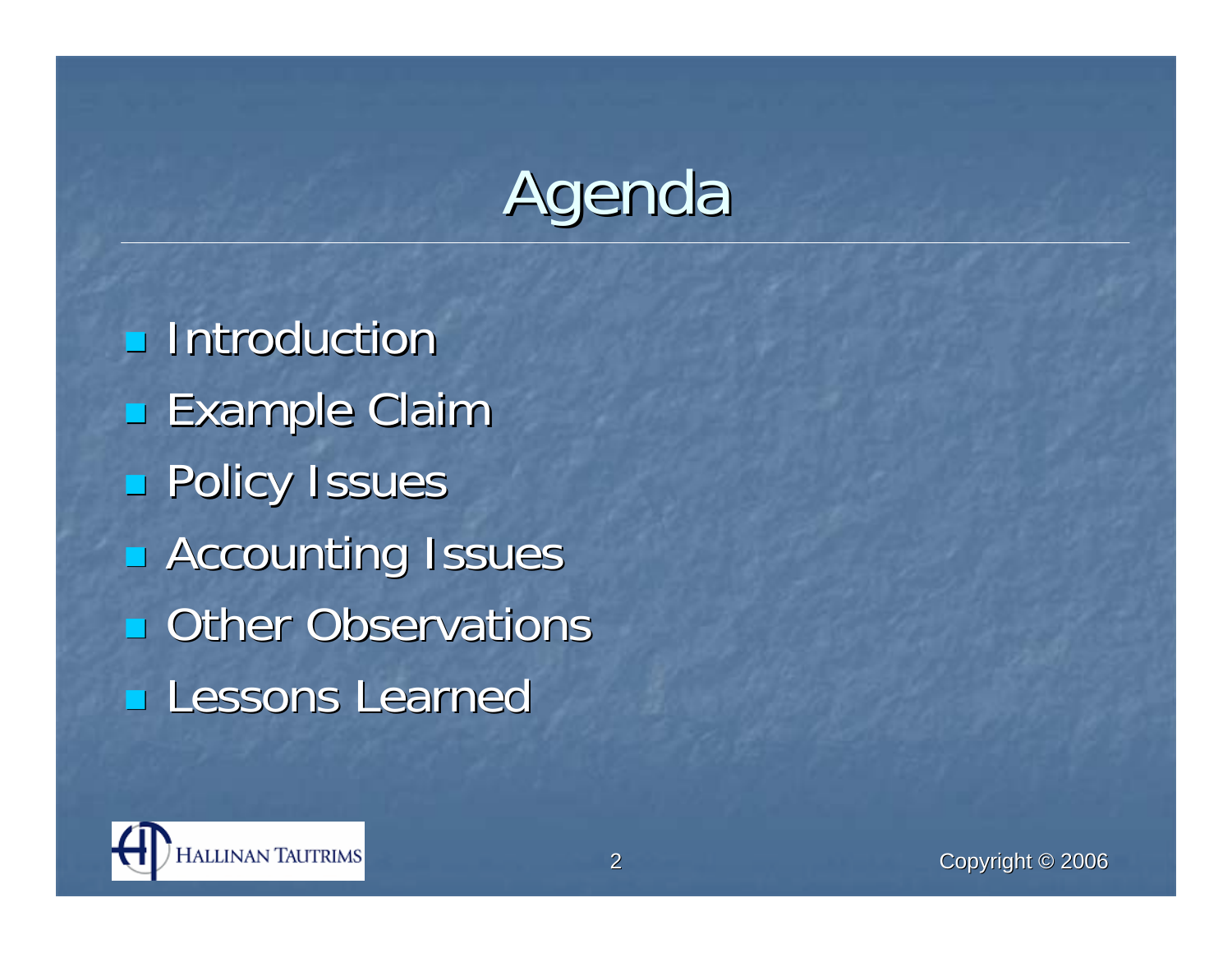# Agenda

- Introduction
- Example Claim
- Policy Issues
- Accounting Issues
- Other Observations
- Lessons Learned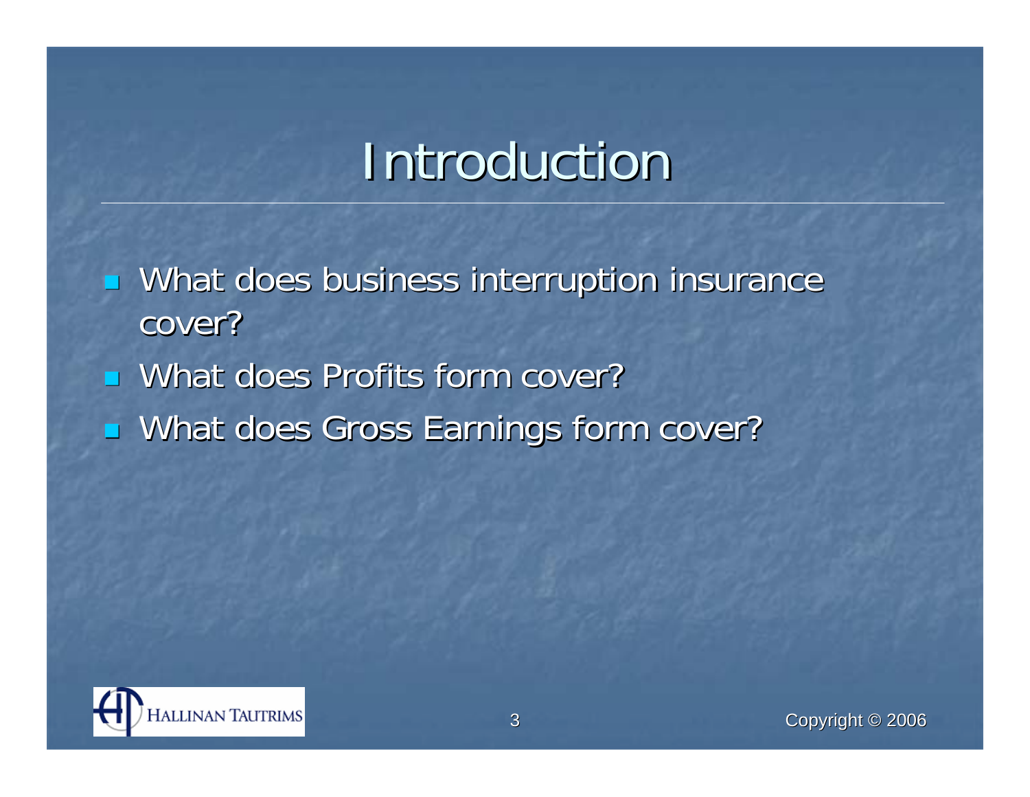# Introduction

- What does business interruption insurance cover?
- What does Profits form cover?
- What does Gross Earnings form cover?

Copyright © 2006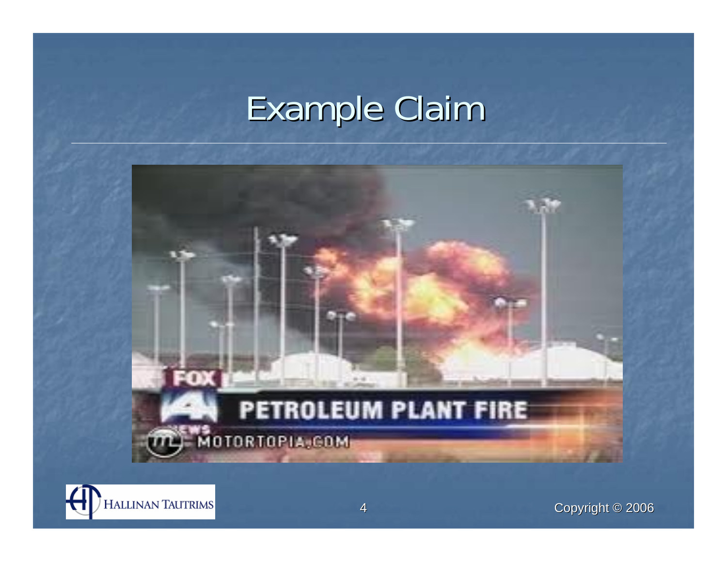# Example Claim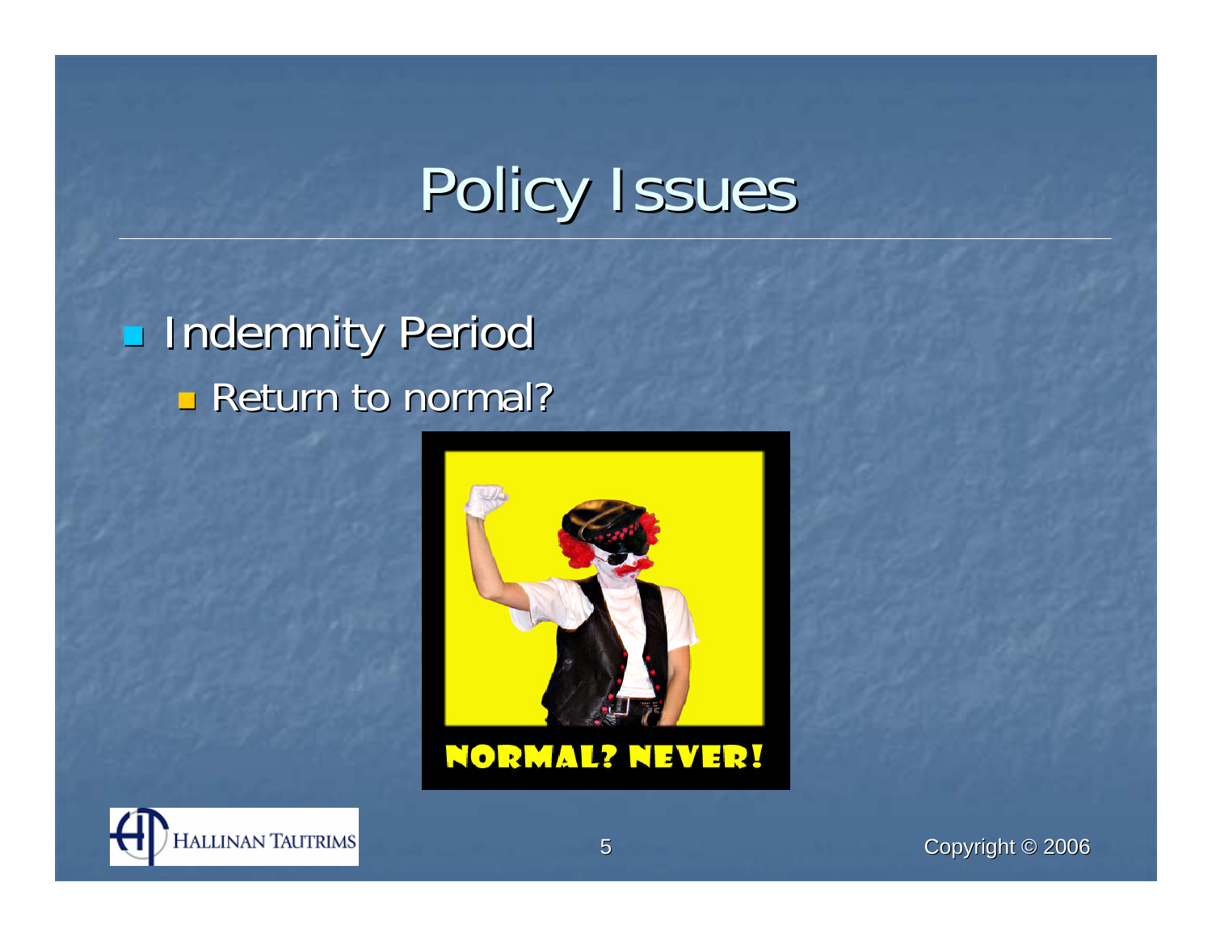# Policy Issues

- Indemnity Period
  - Return to normal?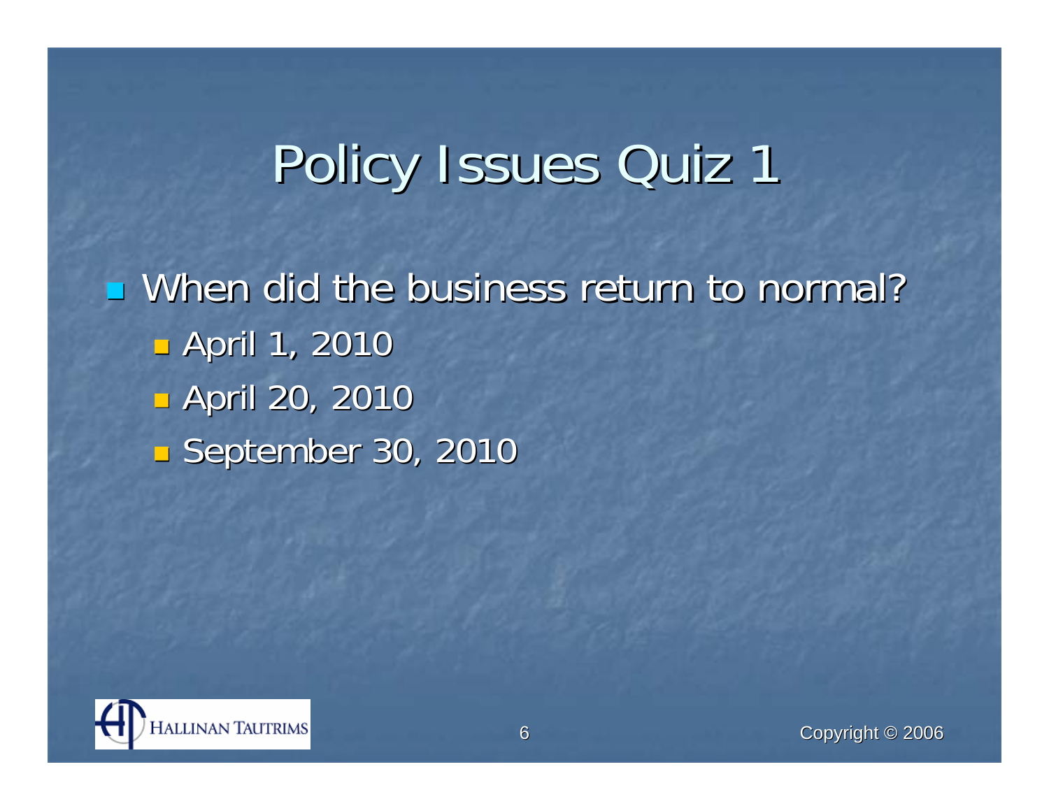# Policy Issues Quiz 1

- When did the business return to normal?
  - April 1, 2010
  - April 20, 2010
  - September 30, 2010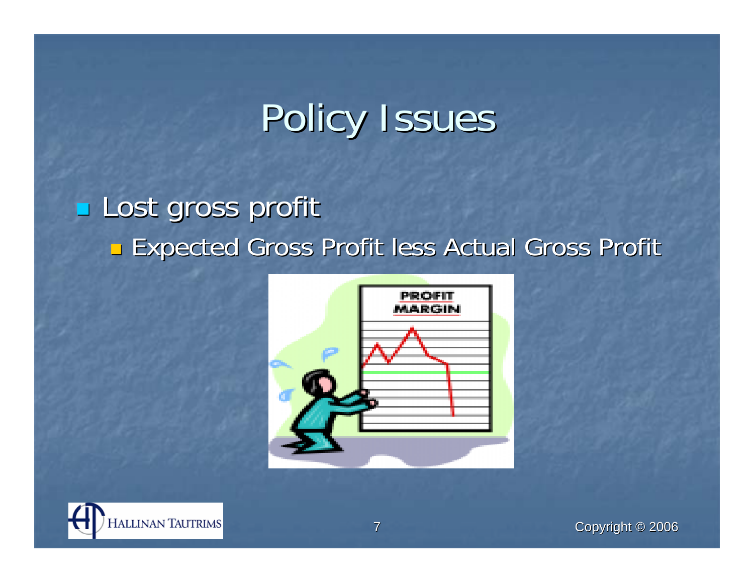# Policy Issues

- Lost gross profit
  - Expected Gross Profit less Actual Gross Profit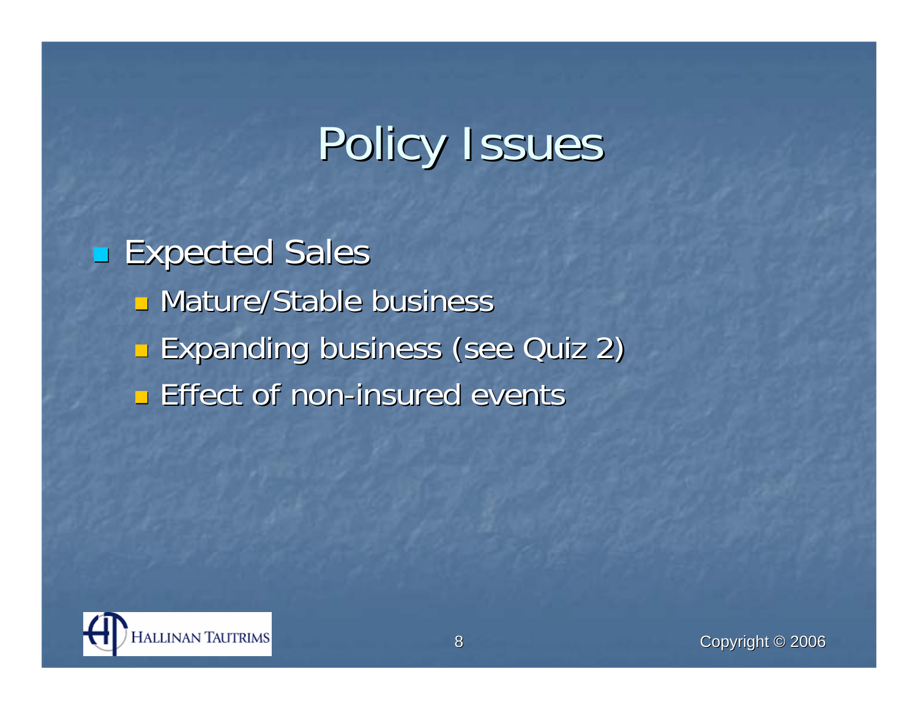# Policy Issues

- Expected Sales
  - Mature/Stable business
  - Expanding business (see Quiz 2)
  - Effect of non-insured events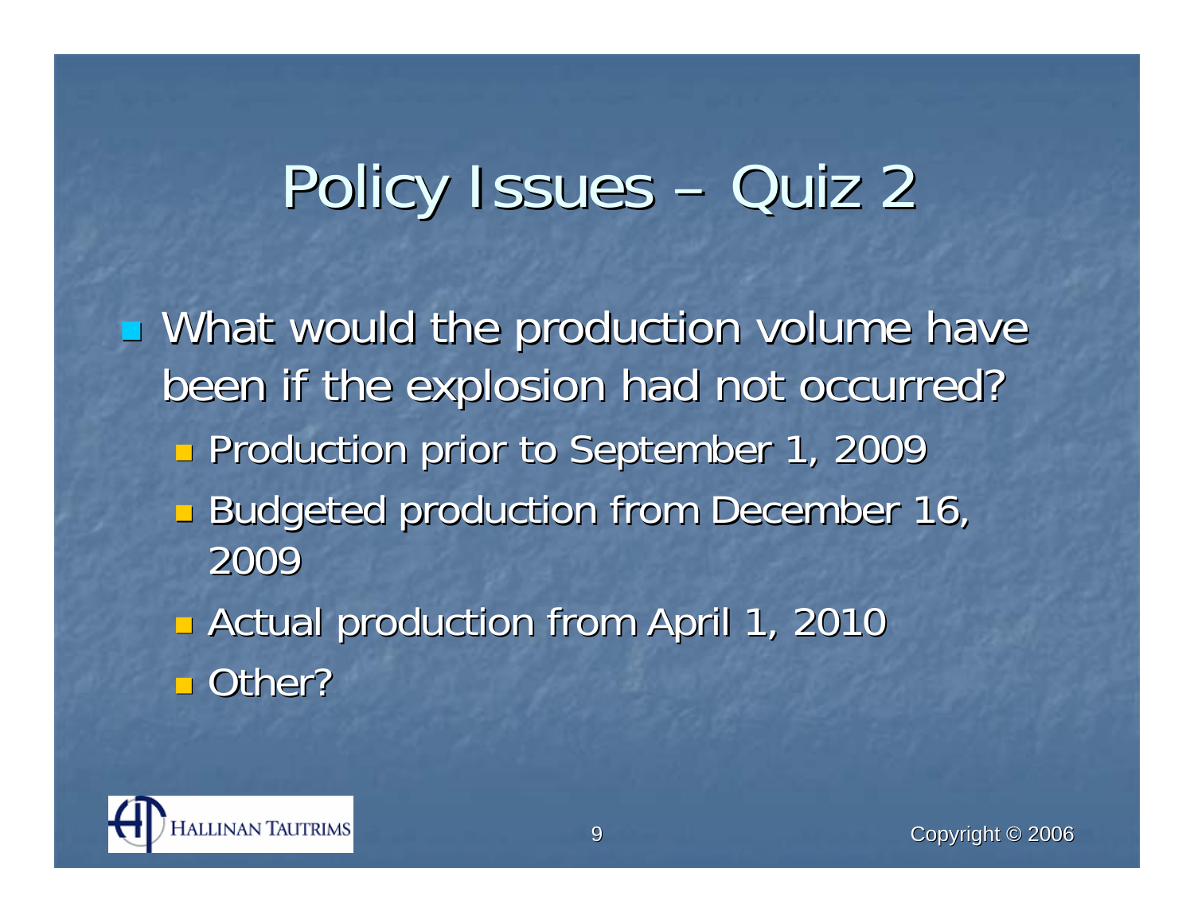# Policy Issues – Quiz 2

- What would the production volume have been if the explosion had not occurred?
  - Production prior to September 1, 2009
  - Budgeted production from December 16, 2009
  - Actual production from April 1, 2010
  - Other?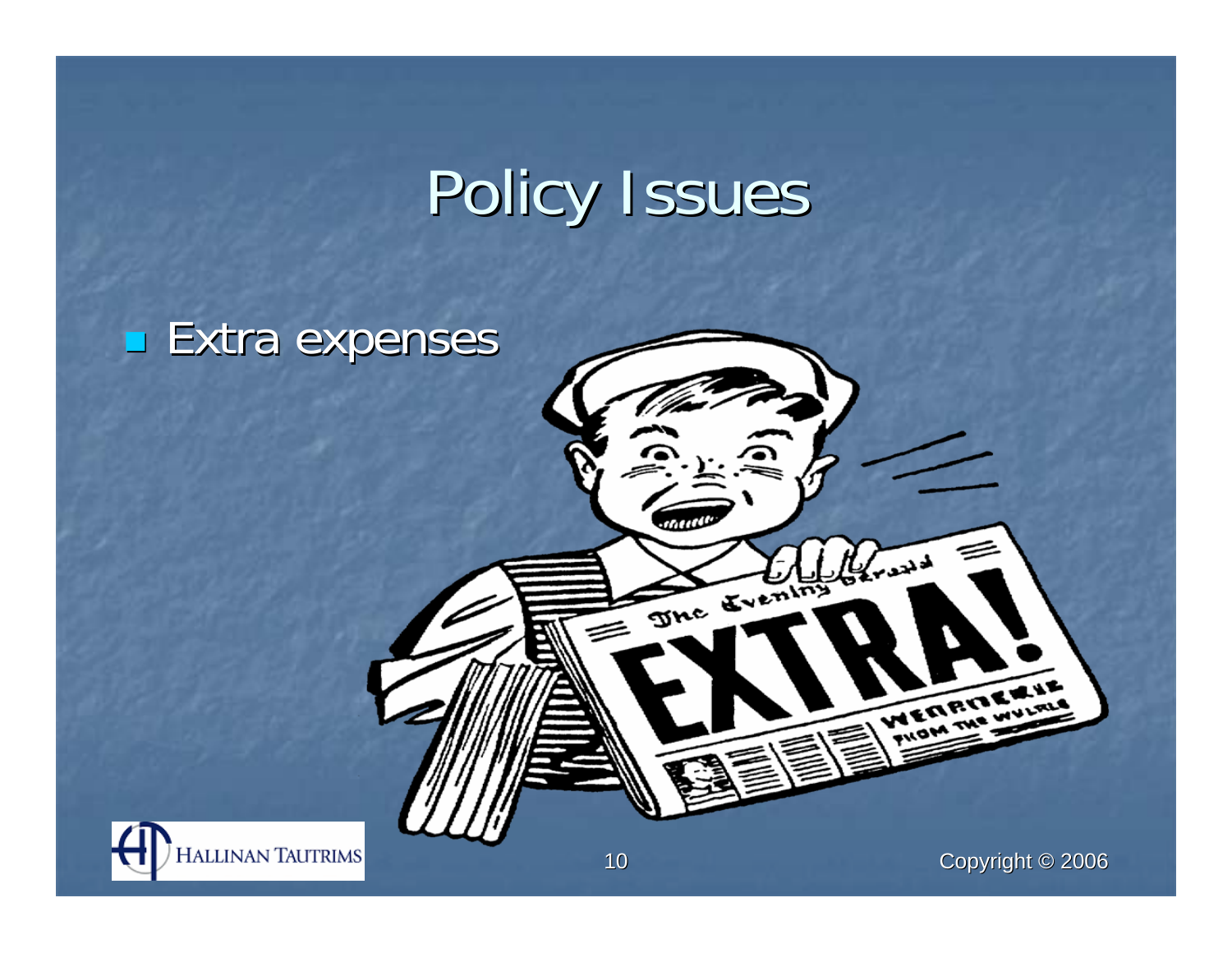# Policy Issues

- Extra expenses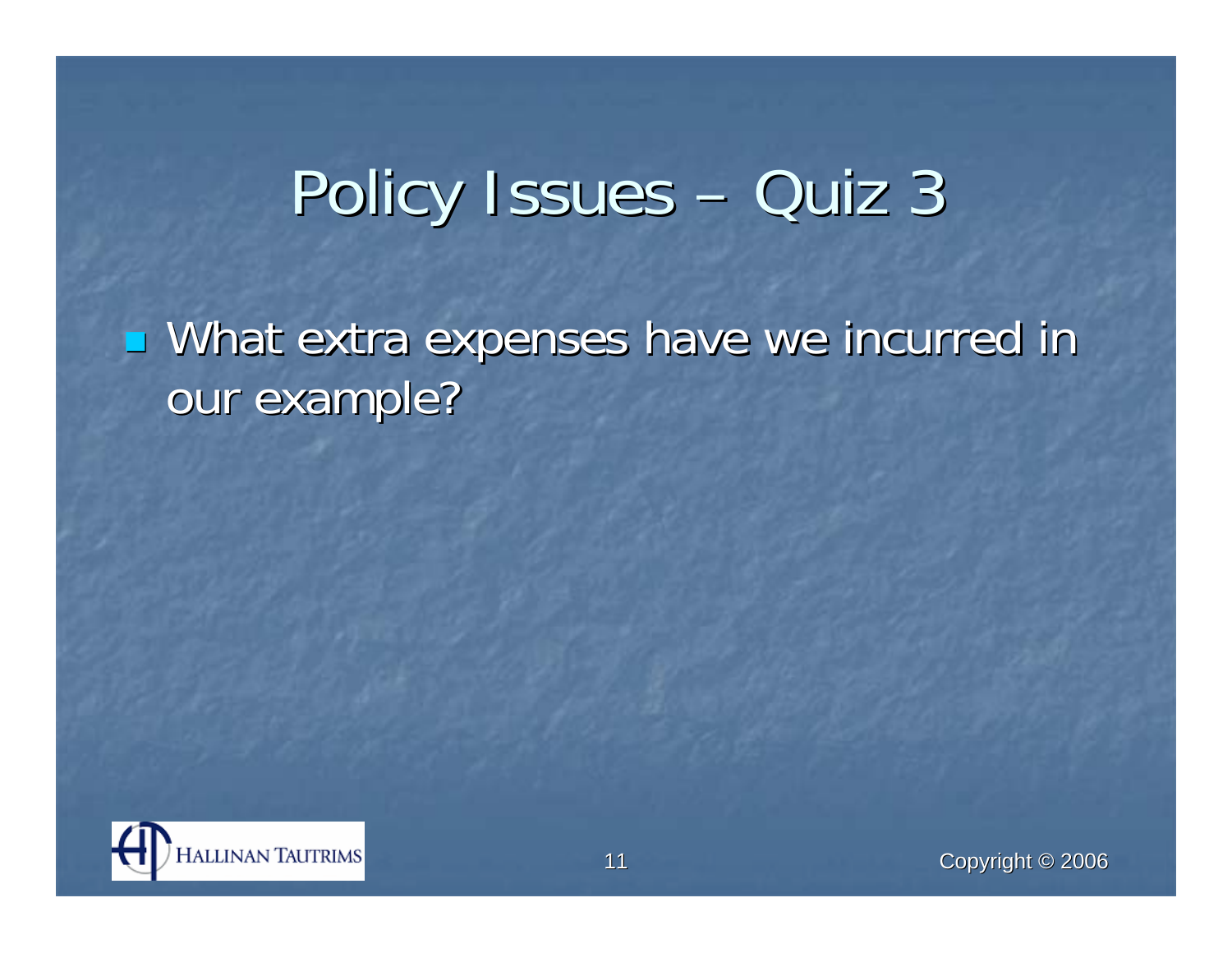# Policy Issues – Quiz 3

- What extra expenses have we incurred in our example?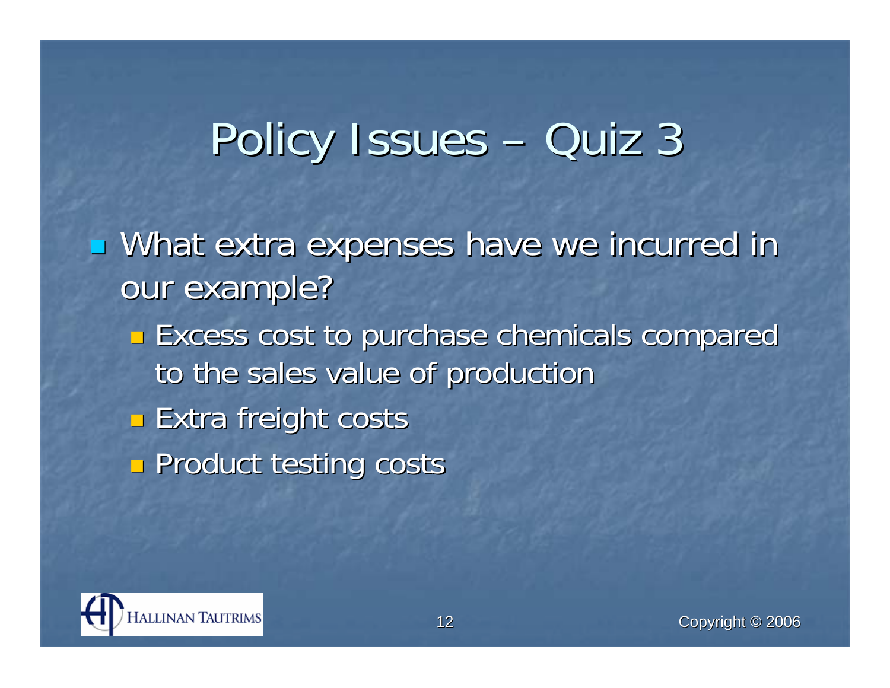# Policy Issues – Quiz 3

- What extra expenses have we incurred in our example?
  - Excess cost to purchase chemicals compared to the sales value of production
  - Extra freight costs
  - Product testing costs

HALLINAN TAUTRIMS

Copyright © 2006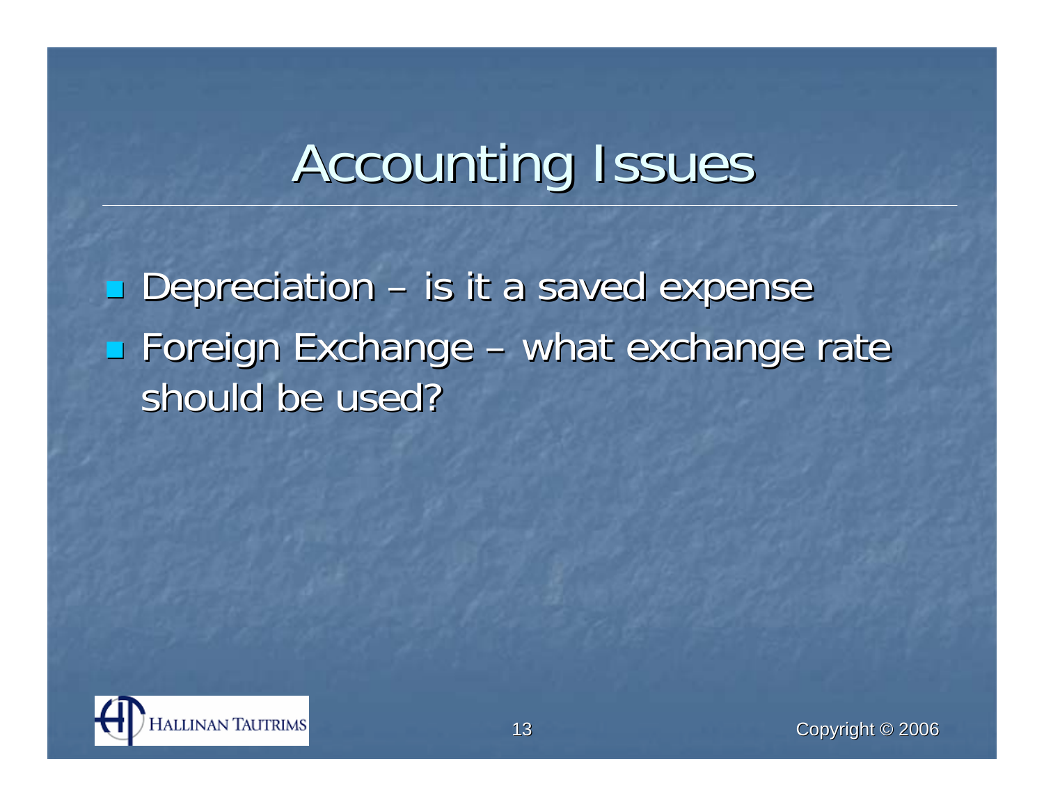# Accounting Issues

- Depreciation – is it a saved expense
- Foreign Exchange – what exchange rate should be used?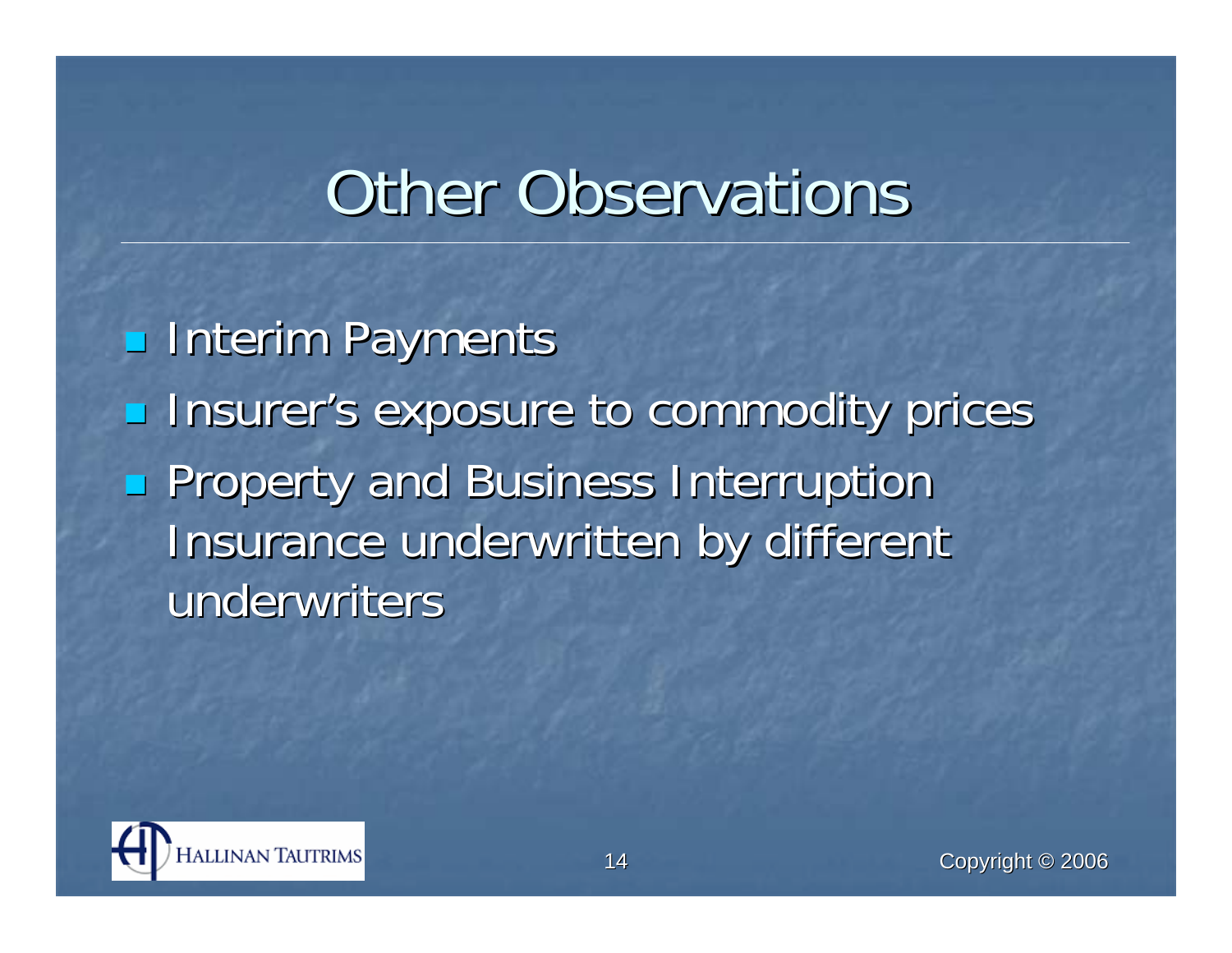# Other Observations

- Interim Payments
- Insurer's exposure to commodity prices
- Property and Business Interruption Insurance underwritten by different underwriters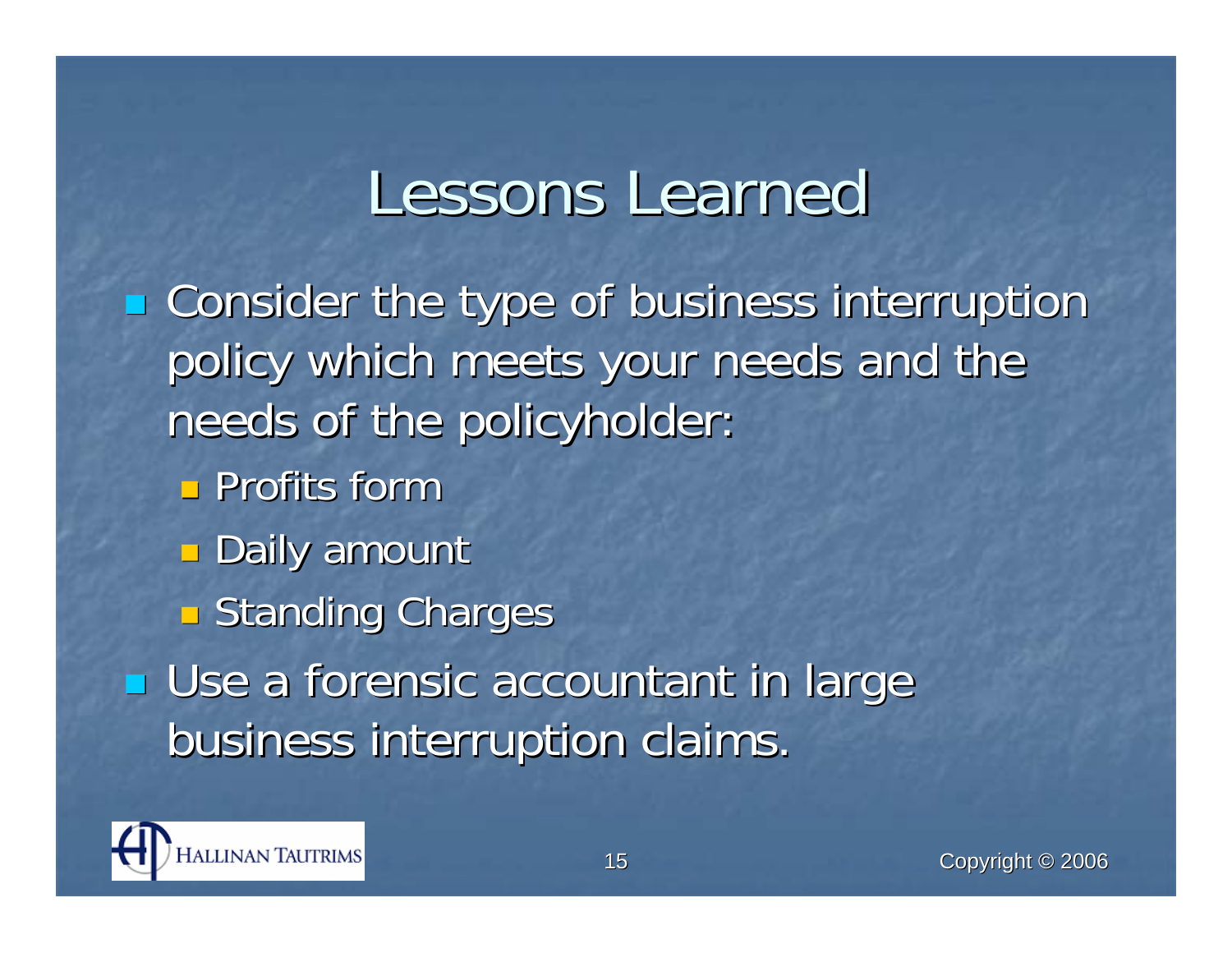# Lessons Learned

- Consider the type of business interruption policy which meets your needs and the needs of the policyholder:
  - Profits form
  - Daily amount
  - Standing Charges
- Use a forensic accountant in large business interruption claims.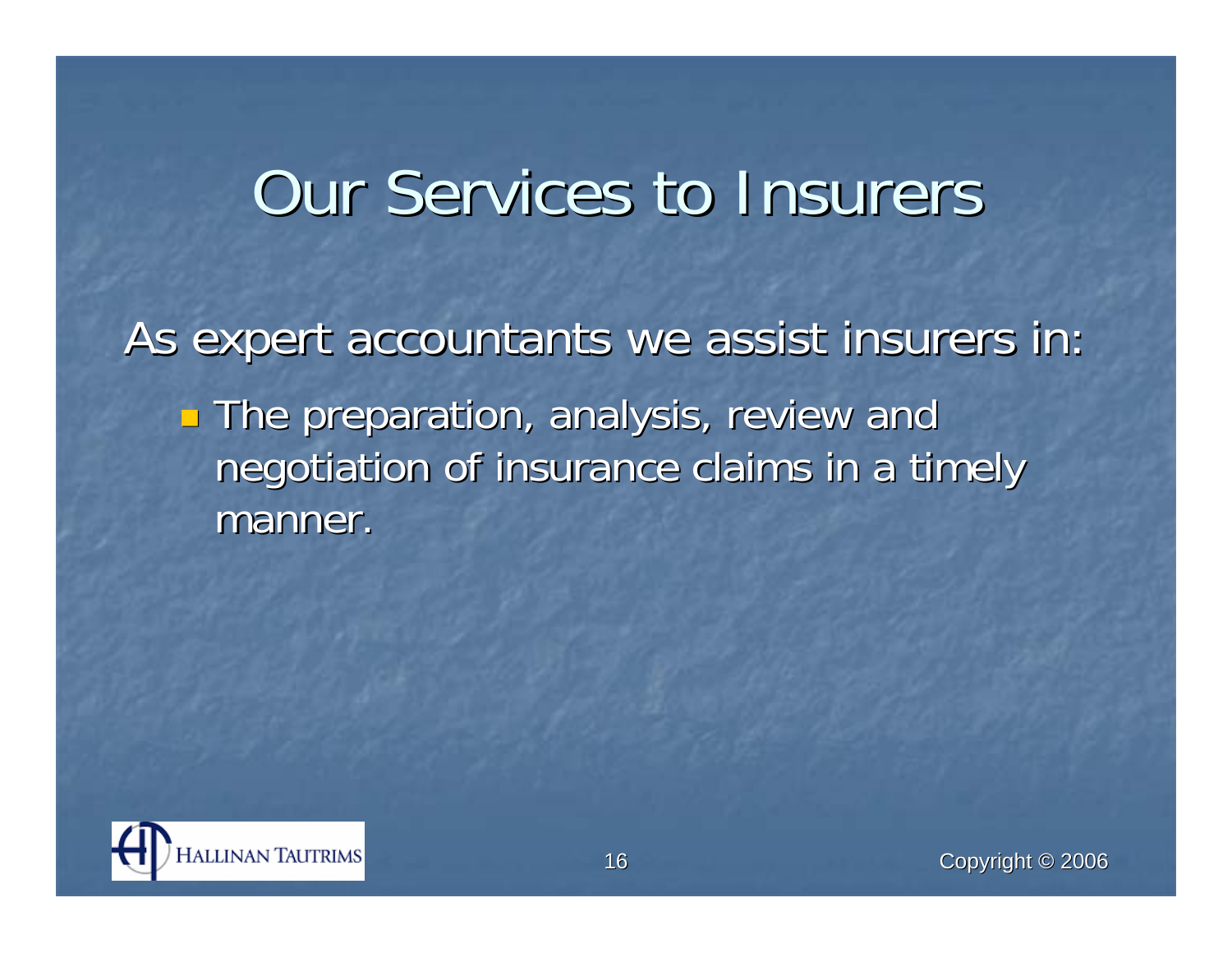# Our Services to Insurers

As expert accountants we assist insurers in:

- The preparation, analysis, review and negotiation of insurance claims in a timely manner.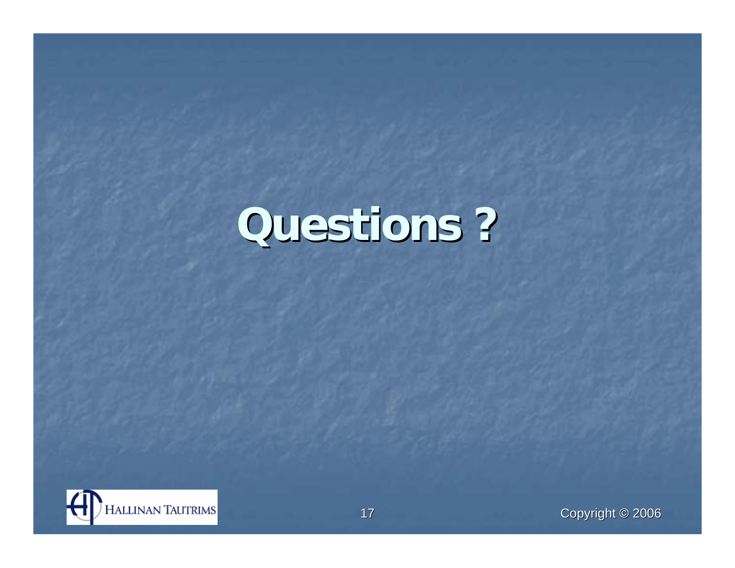# Questions ?